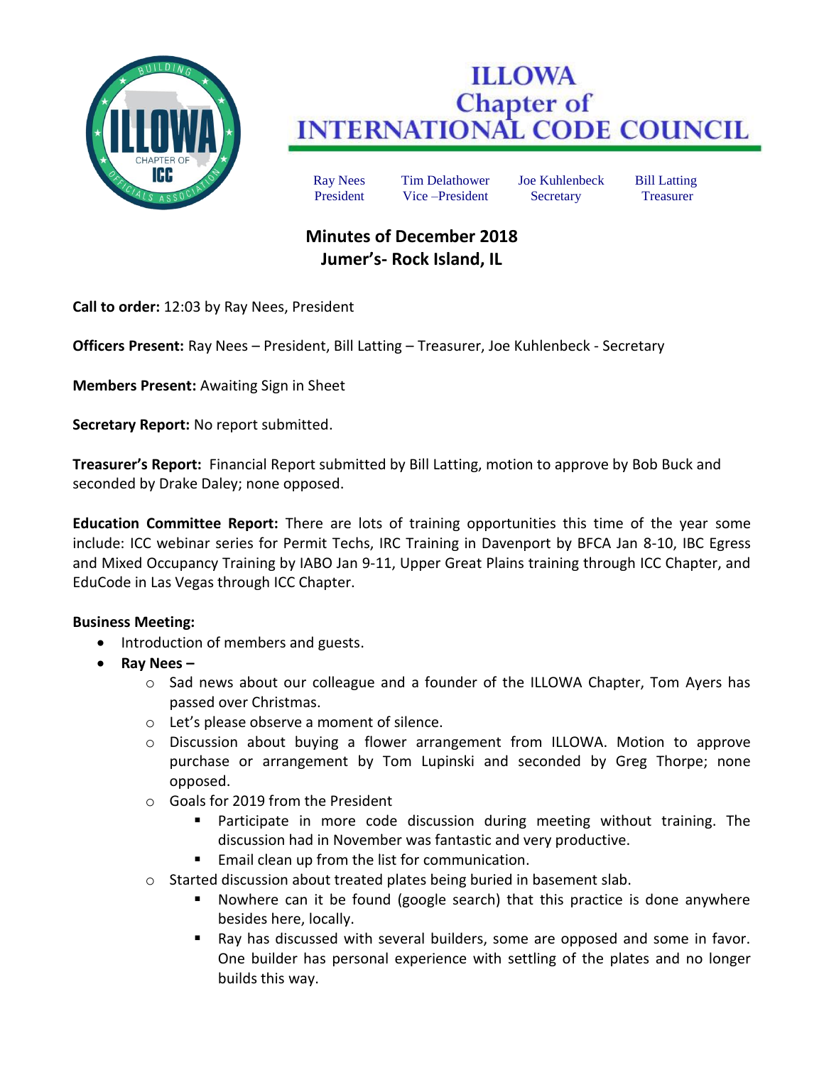# ILLOWA Chapter of INTERNATIONAL CODE COUNCIL

| Ray Nees | Tim Delathower | Joe Kuhlenbeck | Bill Latting |
|---|---|---|---|
| President | Vice –President | Secretary | Treasurer |

## Minutes of December 2018
## Jumer's- Rock Island, IL

**Call to order:** 12:03 by Ray Nees, President

**Officers Present:** Ray Nees – President, Bill Latting – Treasurer, Joe Kuhlenbeck - Secretary

**Members Present:** Awaiting Sign in Sheet

**Secretary Report:** No report submitted.

**Treasurer's Report:** Financial Report submitted by Bill Latting, motion to approve by Bob Buck and seconded by Drake Daley; none opposed.

**Education Committee Report:** There are lots of training opportunities this time of the year some include: ICC webinar series for Permit Techs, IRC Training in Davenport by BFCA Jan 8-10, IBC Egress and Mixed Occupancy Training by IABO Jan 9-11, Upper Great Plains training through ICC Chapter, and EduCode in Las Vegas through ICC Chapter.

**Business Meeting:**

- Introduction of members and guests.
- **Ray Nees –**
  - Sad news about our colleague and a founder of the ILLOWA Chapter, Tom Ayers has passed over Christmas.
  - Let's please observe a moment of silence.
  - Discussion about buying a flower arrangement from ILLOWA. Motion to approve purchase or arrangement by Tom Lupinski and seconded by Greg Thorpe; none opposed.
  - Goals for 2019 from the President
    - Participate in more code discussion during meeting without training. The discussion had in November was fantastic and very productive.
    - Email clean up from the list for communication.
  - Started discussion about treated plates being buried in basement slab.
    - Nowhere can it be found (google search) that this practice is done anywhere besides here, locally.
    - Ray has discussed with several builders, some are opposed and some in favor. One builder has personal experience with settling of the plates and no longer builds this way.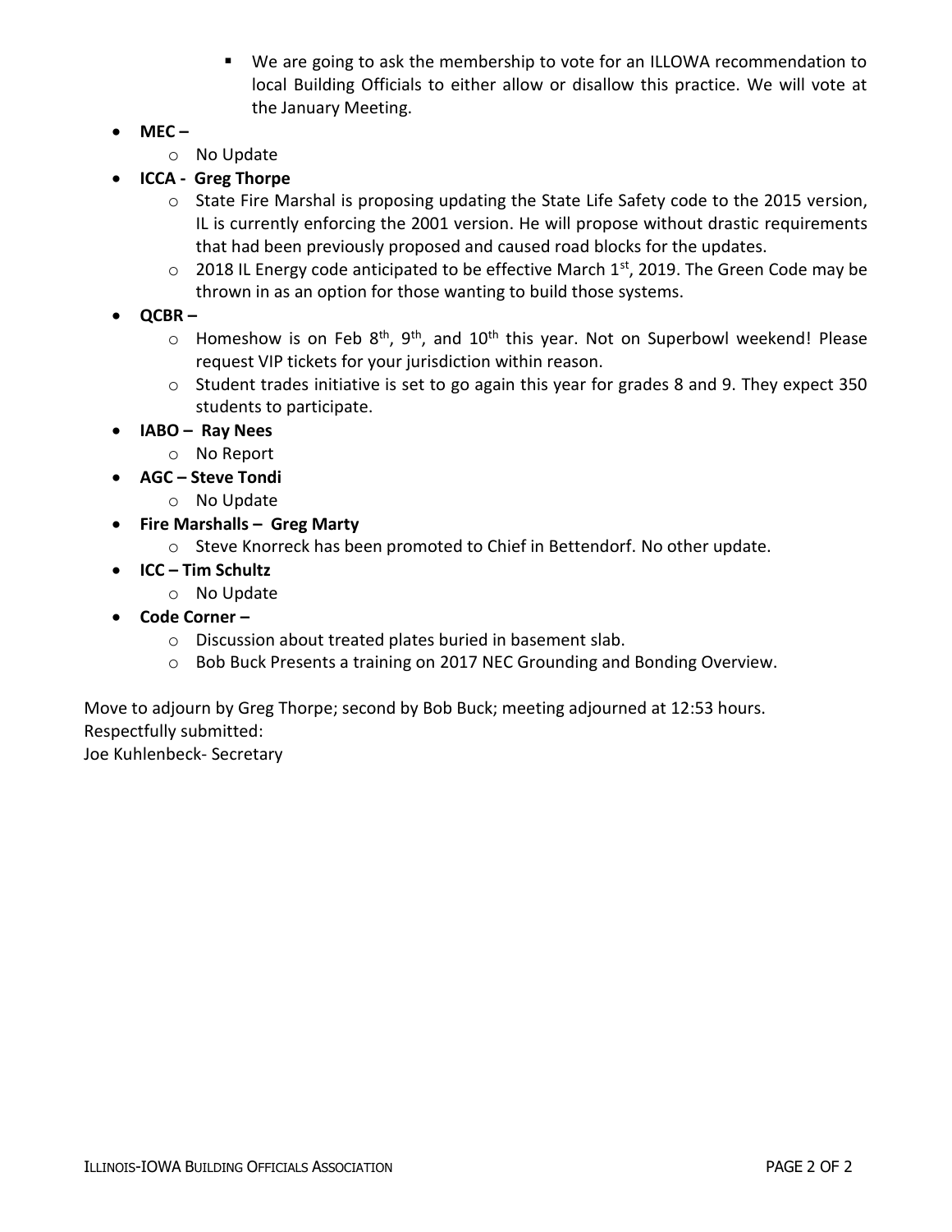- We are going to ask the membership to vote for an ILLOWA recommendation to local Building Officials to either allow or disallow this practice. We will vote at the January Meeting.

- **MEC –**
    - No Update
- **ICCA - Greg Thorpe**
    - State Fire Marshal is proposing updating the State Life Safety code to the 2015 version, IL is currently enforcing the 2001 version. He will propose without drastic requirements that had been previously proposed and caused road blocks for the updates.
    - 2018 IL Energy code anticipated to be effective March 1st, 2019. The Green Code may be thrown in as an option for those wanting to build those systems.
- **QCBR –**
    - Homeshow is on Feb 8th, 9th, and 10th this year. Not on Superbowl weekend! Please request VIP tickets for your jurisdiction within reason.
    - Student trades initiative is set to go again this year for grades 8 and 9. They expect 350 students to participate.
- **IABO – Ray Nees**
    - No Report
- **AGC – Steve Tondi**
    - No Update
- **Fire Marshalls – Greg Marty**
    - Steve Knorreck has been promoted to Chief in Bettendorf. No other update.
- **ICC – Tim Schultz**
    - No Update
- **Code Corner –**
    - Discussion about treated plates buried in basement slab.
    - Bob Buck Presents a training on 2017 NEC Grounding and Bonding Overview.

Move to adjourn by Greg Thorpe; second by Bob Buck; meeting adjourned at 12:53 hours.
Respectfully submitted:
Joe Kuhlenbeck- Secretary